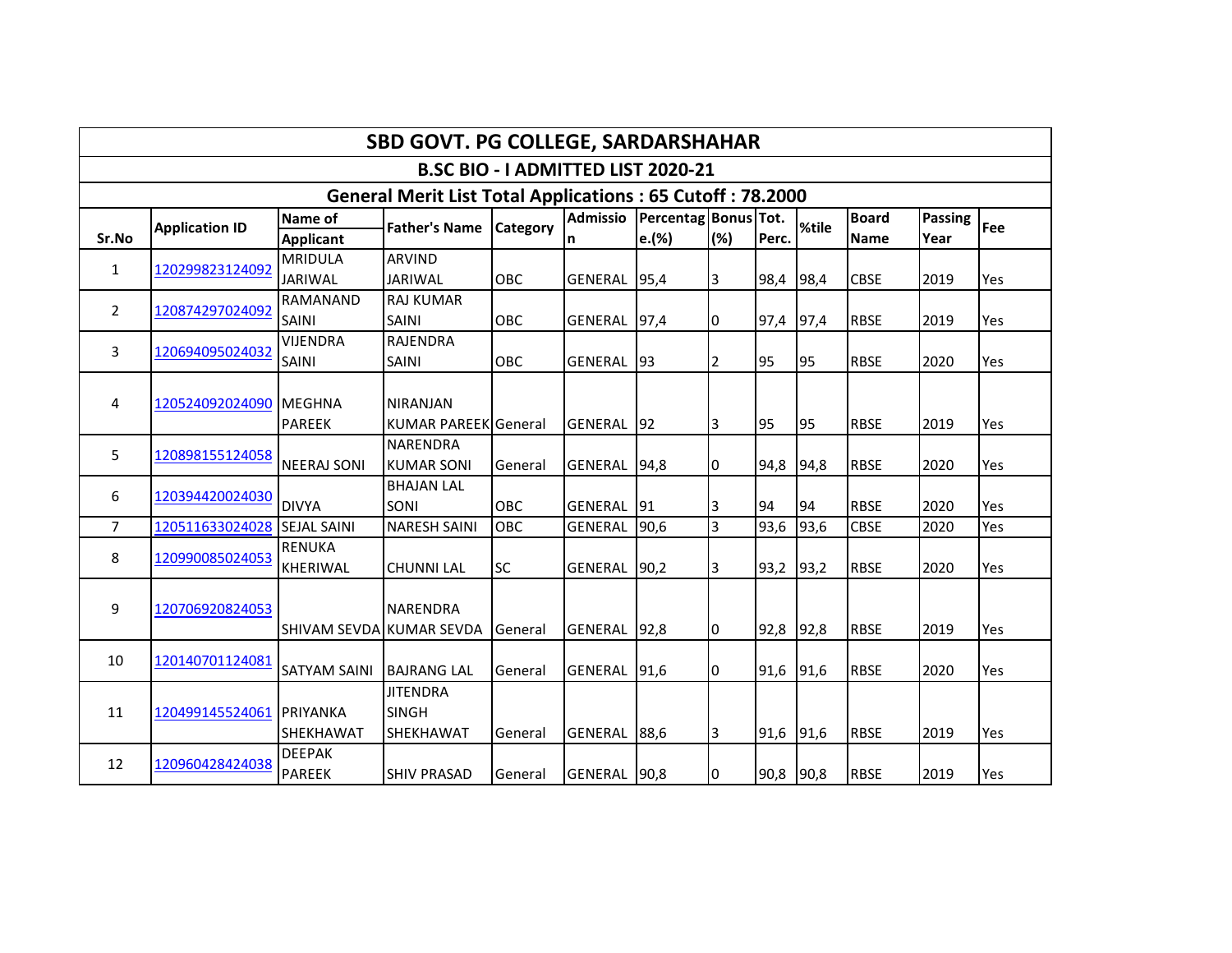# SBD GOVT. PG COLLEGE, SARDARSHAHAR

## B.SC BIO - I ADMITTED LIST 2020-21

### General Merit List Total Applications : 65 Cutoff : 78.2000

| Sr.No | Application ID | Name of Applicant | Father's Name | Category | Admission | Percentage.(%) | Bonus (%) | Tot. Perc. | %tile | Board Name | Passing Year | Fee |
|---|---|---|---|---|---|---|---|---|---|---|---|---|
| 1 | 120299823124092 | MRIDULA JARIWAL | ARVIND JARIWAL | OBC | GENERAL | 95,4 | 3 | 98,4 | 98,4 | CBSE | 2019 | Yes |
| 2 | 120874297024092 | RAMANAND SAINI | RAJ KUMAR SAINI | OBC | GENERAL | 97,4 | 0 | 97,4 | 97,4 | RBSE | 2019 | Yes |
| 3 | 120694095024032 | VIJENDRA SAINI | RAJENDRA SAINI | OBC | GENERAL | 93 | 2 | 95 | 95 | RBSE | 2020 | Yes |
| 4 | 120524092024090 | MEGHNA PAREEK | NIRANJAN KUMAR PAREEK | General | GENERAL | 92 | 3 | 95 | 95 | RBSE | 2019 | Yes |
| 5 | 120898155124058 | NEERAJ SONI | NARENDRA KUMAR SONI | General | GENERAL | 94,8 | 0 | 94,8 | 94,8 | RBSE | 2020 | Yes |
| 6 | 120394420024030 | DIVYA | BHAJAN LAL SONI | OBC | GENERAL | 91 | 3 | 94 | 94 | RBSE | 2020 | Yes |
| 7 | 120511633024028 | SEJAL SAINI | NARESH SAINI | OBC | GENERAL | 90,6 | 3 | 93,6 | 93,6 | CBSE | 2020 | Yes |
| 8 | 120990085024053 | RENUKA KHERIWAL | CHUNNI LAL | SC | GENERAL | 90,2 | 3 | 93,2 | 93,2 | RBSE | 2020 | Yes |
| 9 | 120706920824053 | SHIVAM SEVDA | NARENDRA KUMAR SEVDA | General | GENERAL | 92,8 | 0 | 92,8 | 92,8 | RBSE | 2019 | Yes |
| 10 | 120140701124081 | SATYAM SAINI | BAJRANG LAL | General | GENERAL | 91,6 | 0 | 91,6 | 91,6 | RBSE | 2020 | Yes |
| 11 | 120499145524061 | PRIYANKA SHEKHAWAT | JITENDRA SINGH SHEKHAWAT | General | GENERAL | 88,6 | 3 | 91,6 | 91,6 | RBSE | 2019 | Yes |
| 12 | 120960428424038 | DEEPAK PAREEK | SHIV PRASAD | General | GENERAL | 90,8 | 0 | 90,8 | 90,8 | RBSE | 2019 | Yes |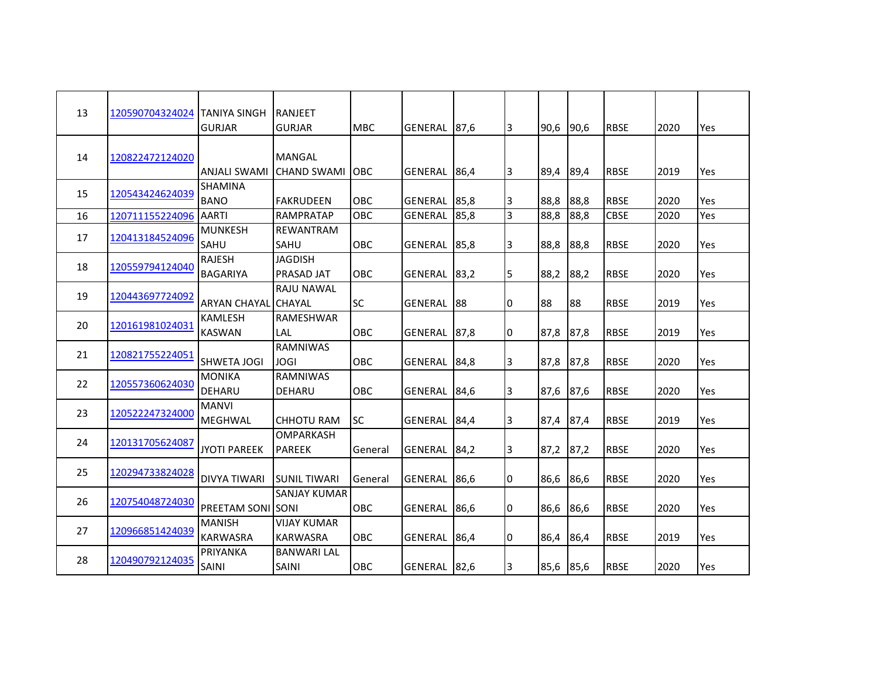| | | | | | | | | | | | | |
|---|---|---|---|---|---|---|---|---|---|---|---|---|
| 13 | 120590704324024 | TANIYA SINGH GURJAR | RANJEET GURJAR | MBC | GENERAL | 87,6 | 3 | 90,6 | 90,6 | RBSE | 2020 | Yes |
| 14 | 120822472124020 | ANJALI SWAMI | MANGAL CHAND SWAMI | OBC | GENERAL | 86,4 | 3 | 89,4 | 89,4 | RBSE | 2019 | Yes |
| 15 | 120543424624039 | SHAMINA BANO | FAKRUDEEN | OBC | GENERAL | 85,8 | 3 | 88,8 | 88,8 | RBSE | 2020 | Yes |
| 16 | 120711155224096 | AARTI | RAMPRATAP | OBC | GENERAL | 85,8 | 3 | 88,8 | 88,8 | CBSE | 2020 | Yes |
| 17 | 120413184524096 | MUNKESH SAHU | REWANTRAM SAHU | OBC | GENERAL | 85,8 | 3 | 88,8 | 88,8 | RBSE | 2020 | Yes |
| 18 | 120559794124040 | RAJESH BAGARIYA | JAGDISH PRASAD JAT | OBC | GENERAL | 83,2 | 5 | 88,2 | 88,2 | RBSE | 2020 | Yes |
| 19 | 120443697724092 | ARYAN CHAYAL | RAJU NAWAL CHAYAL | SC | GENERAL | 88 | 0 | 88 | 88 | RBSE | 2019 | Yes |
| 20 | 120161981024031 | KAMLESH KASWAN | RAMESHWAR LAL | OBC | GENERAL | 87,8 | 0 | 87,8 | 87,8 | RBSE | 2019 | Yes |
| 21 | 120821755224051 | SHWETA JOGI | RAMNIWAS JOGI | OBC | GENERAL | 84,8 | 3 | 87,8 | 87,8 | RBSE | 2020 | Yes |
| 22 | 120557360624030 | MONIKA DEHARU | RAMNIWAS DEHARU | OBC | GENERAL | 84,6 | 3 | 87,6 | 87,6 | RBSE | 2020 | Yes |
| 23 | 120522247324000 | MANVI MEGHWAL | CHHOTU RAM | SC | GENERAL | 84,4 | 3 | 87,4 | 87,4 | RBSE | 2019 | Yes |
| 24 | 120131705624087 | JYOTI PAREEK | OMPARKASH PAREEK | General | GENERAL | 84,2 | 3 | 87,2 | 87,2 | RBSE | 2020 | Yes |
| 25 | 120294733824028 | DIVYA TIWARI | SUNIL TIWARI | General | GENERAL | 86,6 | 0 | 86,6 | 86,6 | RBSE | 2020 | Yes |
| 26 | 120754048724030 | PREETAM SONI | SANJAY KUMAR SONI | OBC | GENERAL | 86,6 | 0 | 86,6 | 86,6 | RBSE | 2020 | Yes |
| 27 | 120966851424039 | MANISH KARWASRA | VIJAY KUMAR KARWASRA | OBC | GENERAL | 86,4 | 0 | 86,4 | 86,4 | RBSE | 2019 | Yes |
| 28 | 120490792124035 | PRIYANKA SAINI | BANWARI LAL SAINI | OBC | GENERAL | 82,6 | 3 | 85,6 | 85,6 | RBSE | 2020 | Yes |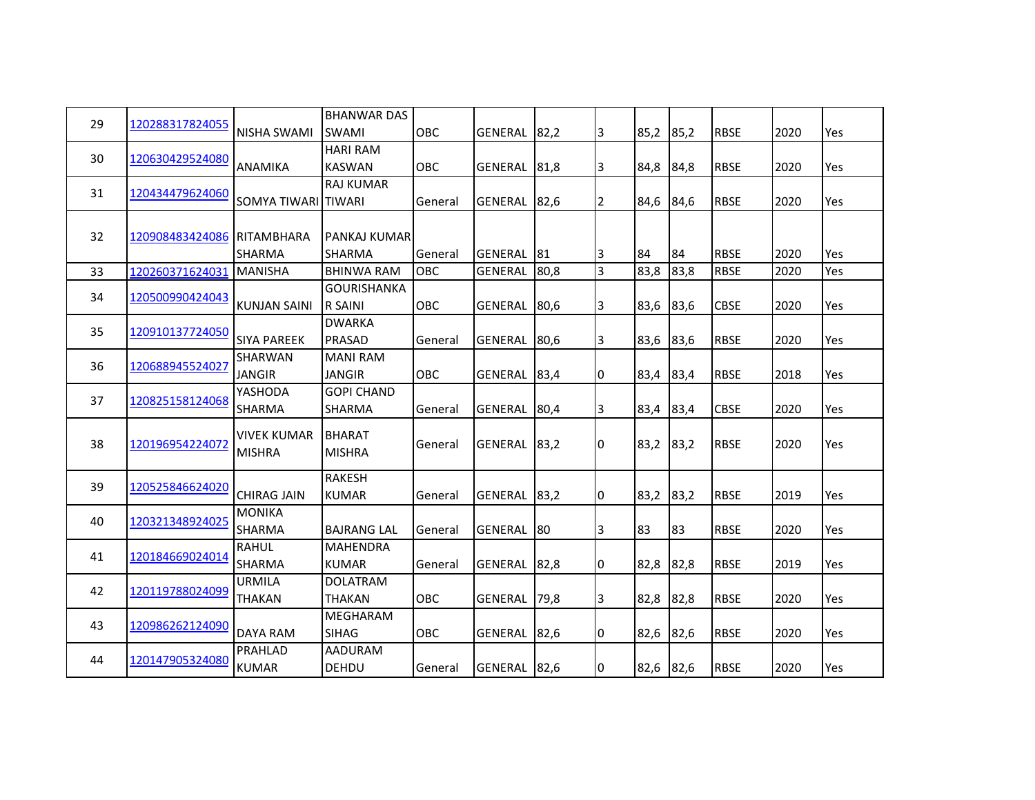| | | | | | | | | | | | | |
|---|---|---|---|---|---|---|---|---|---|---|---|---|
| 29 | 120288317824055 | NISHA SWAMI | BHANWAR DAS SWAMI | OBC | GENERAL | 82,2 | 3 | 85,2 | 85,2 | RBSE | 2020 | Yes |
| 30 | 120630429524080 | ANAMIKA | HARI RAM KASWAN | OBC | GENERAL | 81,8 | 3 | 84,8 | 84,8 | RBSE | 2020 | Yes |
| 31 | 120434479624060 | SOMYA TIWARI | RAJ KUMAR TIWARI | General | GENERAL | 82,6 | 2 | 84,6 | 84,6 | RBSE | 2020 | Yes |
| 32 | 120908483424086 | RITAMBHARA SHARMA | PANKAJ KUMAR SHARMA | General | GENERAL | 81 | 3 | 84 | 84 | RBSE | 2020 | Yes |
| 33 | 120260371624031 | MANISHA | BHINWA RAM | OBC | GENERAL | 80,8 | 3 | 83,8 | 83,8 | RBSE | 2020 | Yes |
| 34 | 120500990424043 | KUNJAN SAINI | GOURISHANKAR SAINI | OBC | GENERAL | 80,6 | 3 | 83,6 | 83,6 | CBSE | 2020 | Yes |
| 35 | 120910137724050 | SIYA PAREEK | DWARKA PRASAD | General | GENERAL | 80,6 | 3 | 83,6 | 83,6 | RBSE | 2020 | Yes |
| 36 | 120688945524027 | SHARWAN JANGIR | MANI RAM JANGIR | OBC | GENERAL | 83,4 | 0 | 83,4 | 83,4 | RBSE | 2018 | Yes |
| 37 | 120825158124068 | YASHODA SHARMA | GOPI CHAND SHARMA | General | GENERAL | 80,4 | 3 | 83,4 | 83,4 | CBSE | 2020 | Yes |
| 38 | 120196954224072 | VIVEK KUMAR MISHRA | BHARAT MISHRA | General | GENERAL | 83,2 | 0 | 83,2 | 83,2 | RBSE | 2020 | Yes |
| 39 | 120525846624020 | CHIRAG JAIN | RAKESH KUMAR | General | GENERAL | 83,2 | 0 | 83,2 | 83,2 | RBSE | 2019 | Yes |
| 40 | 120321348924025 | MONIKA SHARMA | BAJRANG LAL | General | GENERAL | 80 | 3 | 83 | 83 | RBSE | 2020 | Yes |
| 41 | 120184669024014 | RAHUL SHARMA | MAHENDRA KUMAR | General | GENERAL | 82,8 | 0 | 82,8 | 82,8 | RBSE | 2019 | Yes |
| 42 | 120119788024099 | URMILA THAKAN | DOLATRAM THAKAN | OBC | GENERAL | 79,8 | 3 | 82,8 | 82,8 | RBSE | 2020 | Yes |
| 43 | 120986262124090 | DAYA RAM | MEGHARAM SIHAG | OBC | GENERAL | 82,6 | 0 | 82,6 | 82,6 | RBSE | 2020 | Yes |
| 44 | 120147905324080 | PRAHLAD KUMAR | AADURAM DEHDU | General | GENERAL | 82,6 | 0 | 82,6 | 82,6 | RBSE | 2020 | Yes |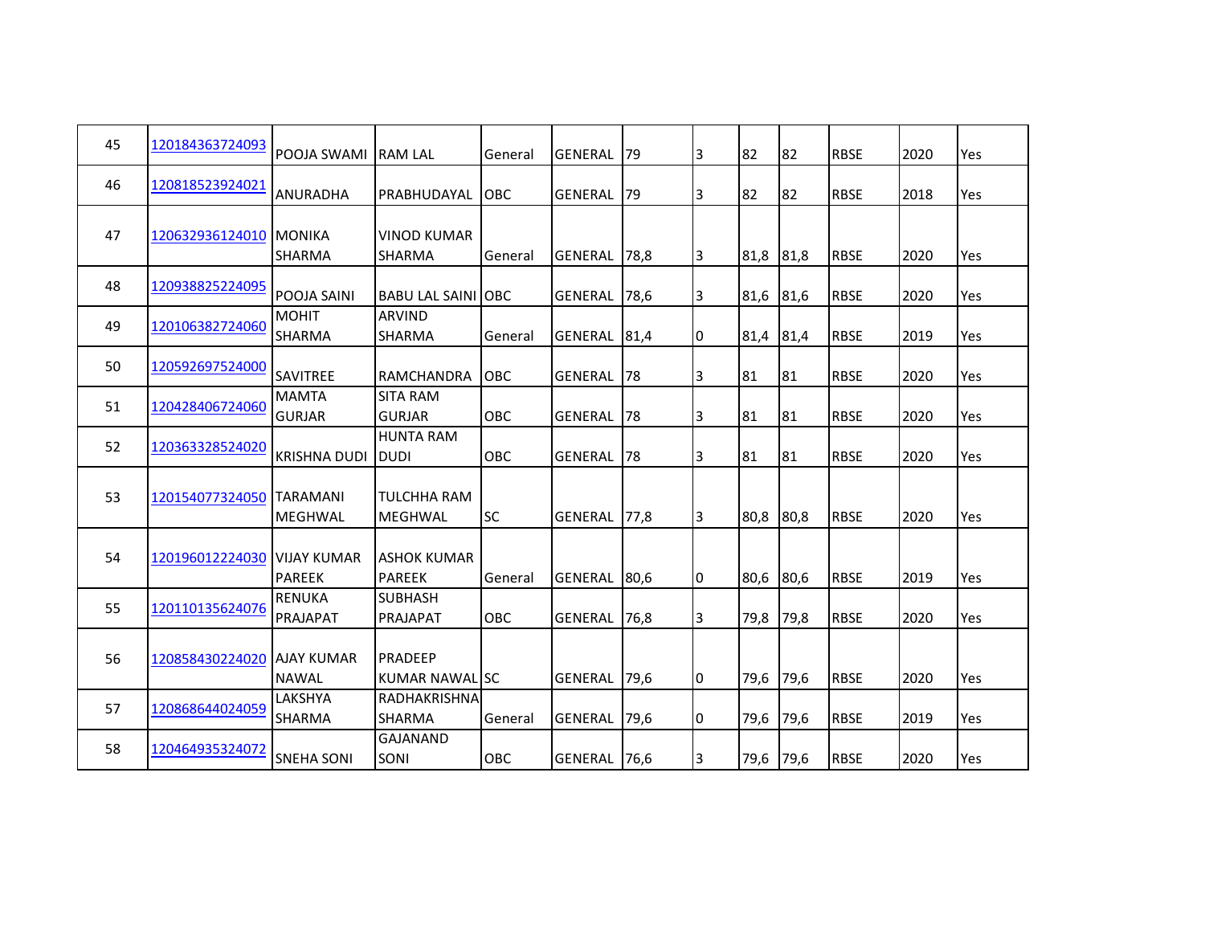| | | | | | | | | | | | | |
|---|---|---|---|---|---|---|---|---|---|---|---|---|
| 45 | 120184363724093 | POOJA SWAMI | RAM LAL | General | GENERAL | 79 | 3 | 82 | 82 | RBSE | 2020 | Yes |
| 46 | 120818523924021 | ANURADHA | PRABHUDAYAL | OBC | GENERAL | 79 | 3 | 82 | 82 | RBSE | 2018 | Yes |
| 47 | 120632936124010 | MONIKA SHARMA | VINOD KUMAR SHARMA | General | GENERAL | 78,8 | 3 | 81,8 | 81,8 | RBSE | 2020 | Yes |
| 48 | 120938825224095 | POOJA SAINI | BABU LAL SAINI | OBC | GENERAL | 78,6 | 3 | 81,6 | 81,6 | RBSE | 2020 | Yes |
| 49 | 120106382724060 | MOHIT SHARMA | ARVIND SHARMA | General | GENERAL | 81,4 | 0 | 81,4 | 81,4 | RBSE | 2019 | Yes |
| 50 | 120592697524000 | SAVITREE | RAMCHANDRA | OBC | GENERAL | 78 | 3 | 81 | 81 | RBSE | 2020 | Yes |
| 51 | 120428406724060 | MAMTA GURJAR | SITA RAM GURJAR | OBC | GENERAL | 78 | 3 | 81 | 81 | RBSE | 2020 | Yes |
| 52 | 120363328524020 | KRISHNA DUDI | HUNTA RAM DUDI | OBC | GENERAL | 78 | 3 | 81 | 81 | RBSE | 2020 | Yes |
| 53 | 120154077324050 | TARAMANI MEGHWAL | TULCHHA RAM MEGHWAL | SC | GENERAL | 77,8 | 3 | 80,8 | 80,8 | RBSE | 2020 | Yes |
| 54 | 120196012224030 | VIJAY KUMAR PAREEK | ASHOK KUMAR PAREEK | General | GENERAL | 80,6 | 0 | 80,6 | 80,6 | RBSE | 2019 | Yes |
| 55 | 120110135624076 | RENUKA PRAJAPAT | SUBHASH PRAJAPAT | OBC | GENERAL | 76,8 | 3 | 79,8 | 79,8 | RBSE | 2020 | Yes |
| 56 | 120858430224020 | AJAY KUMAR NAWAL | PRADEEP KUMAR NAWAL | SC | GENERAL | 79,6 | 0 | 79,6 | 79,6 | RBSE | 2020 | Yes |
| 57 | 120868644024059 | LAKSHYA SHARMA | RADHAKRISHNA SHARMA | General | GENERAL | 79,6 | 0 | 79,6 | 79,6 | RBSE | 2019 | Yes |
| 58 | 120464935324072 | SNEHA SONI | GAJANAND SONI | OBC | GENERAL | 76,6 | 3 | 79,6 | 79,6 | RBSE | 2020 | Yes |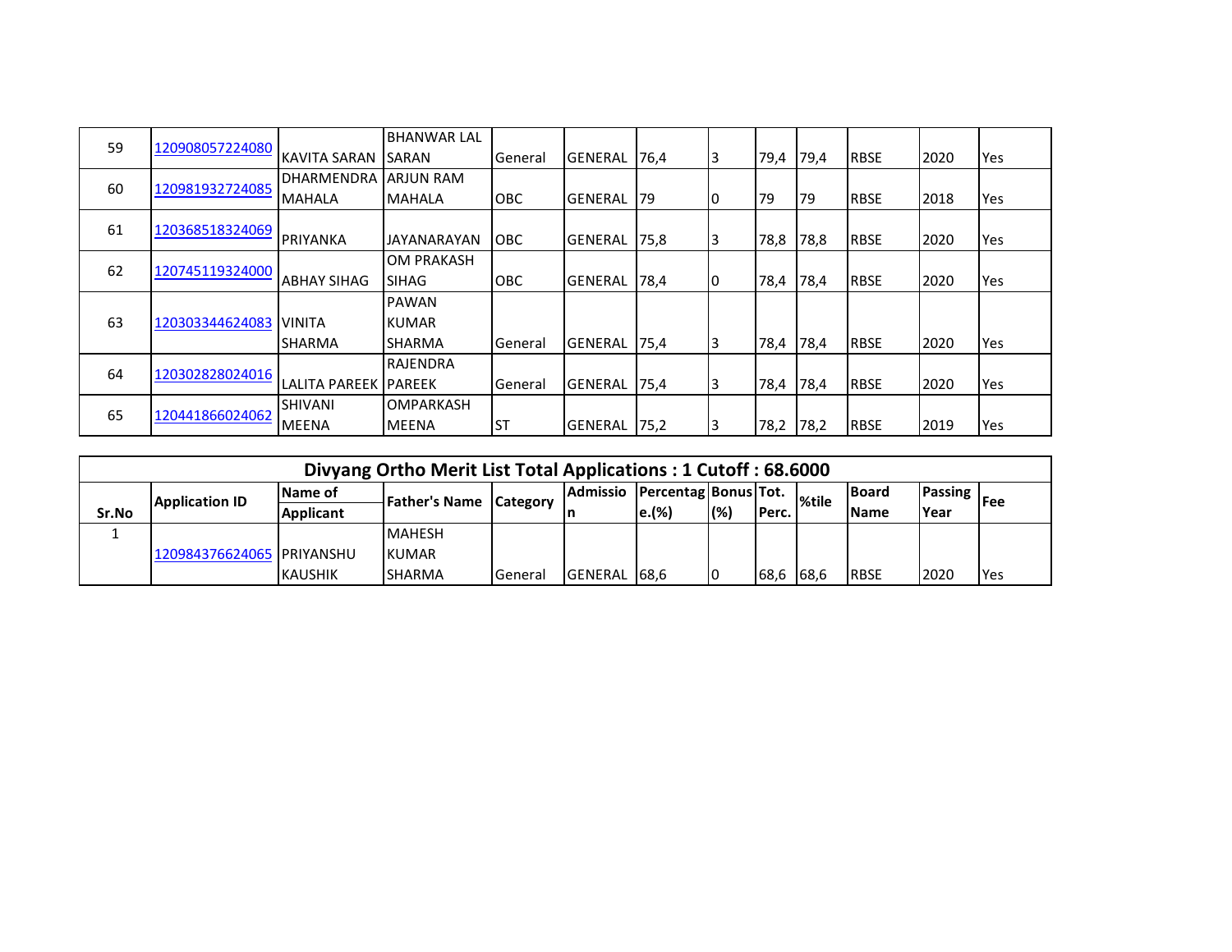| 59 | 120908057224080 | KAVITA SARAN | BHANWAR LAL SARAN | General | GENERAL | 76,4 | 3 | 79,4 | 79,4 | RBSE | 2020 | Yes |
|---|---|---|---|---|---|---|---|---|---|---|---|---|
| 60 | 120981932724085 | DHARMENDRA MAHALA | ARJUN RAM MAHALA | OBC | GENERAL | 79 | 0 | 79 | 79 | RBSE | 2018 | Yes |
| 61 | 120368518324069 | PRIYANKA | JAYANARAYAN | OBC | GENERAL | 75,8 | 3 | 78,8 | 78,8 | RBSE | 2020 | Yes |
| 62 | 120745119324000 | ABHAY SIHAG | OM PRAKASH SIHAG | OBC | GENERAL | 78,4 | 0 | 78,4 | 78,4 | RBSE | 2020 | Yes |
| 63 | 120303344624083 | VINITA SHARMA | PAWAN KUMAR SHARMA | General | GENERAL | 75,4 | 3 | 78,4 | 78,4 | RBSE | 2020 | Yes |
| 64 | 120302828024016 | LALITA PAREEK | RAJENDRA PAREEK | General | GENERAL | 75,4 | 3 | 78,4 | 78,4 | RBSE | 2020 | Yes |
| 65 | 120441866024062 | SHIVANI MEENA | OMPARKASH MEENA | ST | GENERAL | 75,2 | 3 | 78,2 | 78,2 | RBSE | 2019 | Yes |

## Divyang Ortho Merit List Total Applications : 1 Cutoff : 68.6000

| Sr.No | Application ID | Name of Applicant | Father's Name | Category | Admission | Percentage.(%) | Bonus (%) | Tot. Perc. | %tile | Board Name | Passing Year | Fee |
|---|---|---|---|---|---|---|---|---|---|---|---|---|
| 1 | 120984376624065 | PRIYANSHU KAUSHIK | MAHESH KUMAR SHARMA | General | GENERAL | 68,6 | 0 | 68,6 | 68,6 | RBSE | 2020 | Yes |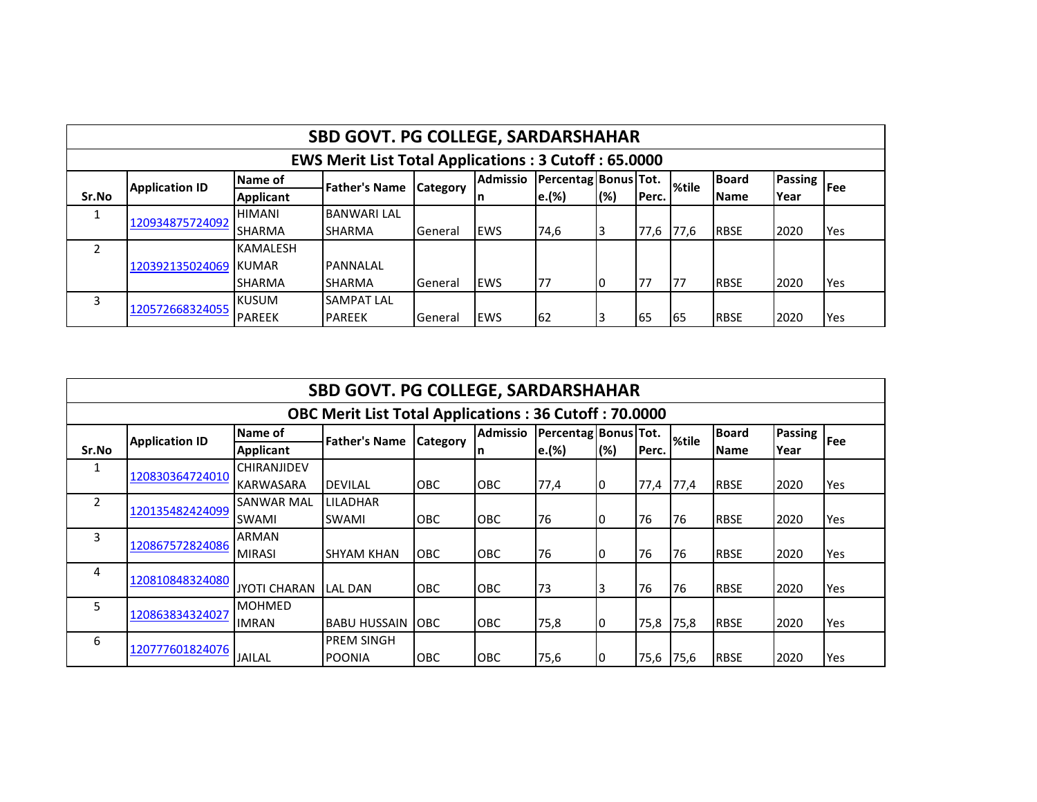## SBD GOVT. PG COLLEGE, SARDARSHAHAR

### EWS Merit List Total Applications : 3 Cutoff : 65.0000

| Sr.No | Application ID | Name of Applicant | Father's Name | Category | Admission | Percentage.(%) | Bonus (%) | Tot. Perc. | %tile | Board Name | Passing Year | Fee |
|---|---|---|---|---|---|---|---|---|---|---|---|---|
| 1 | 120934875724092 | HIMANI SHARMA | BANWARI LAL SHARMA | General | EWS | 74,6 | 3 | 77,6 | 77,6 | RBSE | 2020 | Yes |
| 2 | 120392135024069 | KAMALESH KUMAR SHARMA | PANNALAL SHARMA | General | EWS | 77 | 0 | 77 | 77 | RBSE | 2020 | Yes |
| 3 | 120572668324055 | KUSUM PAREEK | SAMPAT LAL PAREEK | General | EWS | 62 | 3 | 65 | 65 | RBSE | 2020 | Yes |

## SBD GOVT. PG COLLEGE, SARDARSHAHAR

### OBC Merit List Total Applications : 36 Cutoff : 70.0000

| Sr.No | Application ID | Name of Applicant | Father's Name | Category | Admission | Percentage.(%) | Bonus (%) | Tot. Perc. | %tile | Board Name | Passing Year | Fee |
|---|---|---|---|---|---|---|---|---|---|---|---|---|
| 1 | 120830364724010 | CHIRANJIDEV KARWASARA | DEVILAL | OBC | OBC | 77,4 | 0 | 77,4 | 77,4 | RBSE | 2020 | Yes |
| 2 | 120135482424099 | SANWAR MAL SWAMI | LILADHAR SWAMI | OBC | OBC | 76 | 0 | 76 | 76 | RBSE | 2020 | Yes |
| 3 | 120867572824086 | ARMAN MIRASI | SHYAM KHAN | OBC | OBC | 76 | 0 | 76 | 76 | RBSE | 2020 | Yes |
| 4 | 120810848324080 | JYOTI CHARAN | LAL DAN | OBC | OBC | 73 | 3 | 76 | 76 | RBSE | 2020 | Yes |
| 5 | 120863834324027 | MOHMED IMRAN | BABU HUSSAIN | OBC | OBC | 75,8 | 0 | 75,8 | 75,8 | RBSE | 2020 | Yes |
| 6 | 120777601824076 | JAILAL | PREM SINGH POONIA | OBC | OBC | 75,6 | 0 | 75,6 | 75,6 | RBSE | 2020 | Yes |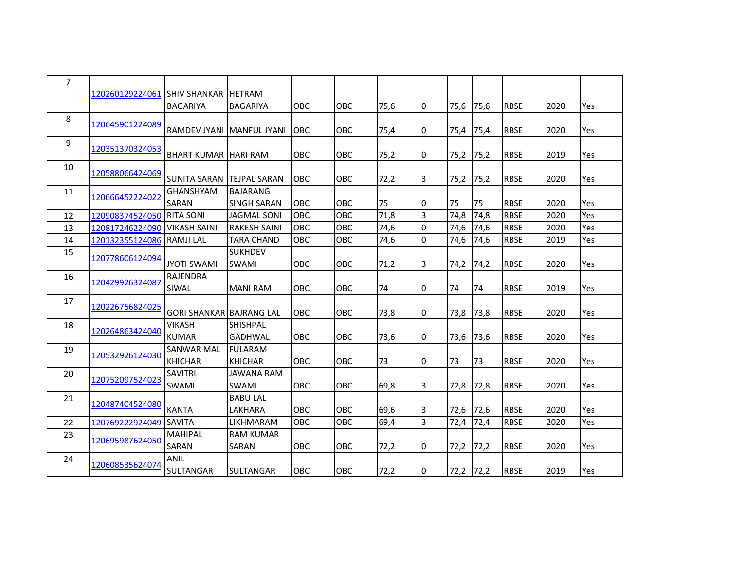| 7 | 120260129224061 | SHIV SHANKAR BAGARIYA | HETRAM BAGARIYA | OBC | OBC | 75,6 | 0 | 75,6 | 75,6 | RBSE | 2020 | Yes |
|---|---|---|---|---|---|---|---|---|---|---|---|---|
| 8 | 120645901224089 | RAMDEV JYANI | MANFUL JYANI | OBC | OBC | 75,4 | 0 | 75,4 | 75,4 | RBSE | 2020 | Yes |
| 9 | 120351370324053 | BHART KUMAR | HARI RAM | OBC | OBC | 75,2 | 0 | 75,2 | 75,2 | RBSE | 2019 | Yes |
| 10 | 120588066424069 | SUNITA SARAN | TEJPAL SARAN | OBC | OBC | 72,2 | 3 | 75,2 | 75,2 | RBSE | 2020 | Yes |
| 11 | 120666452224022 | GHANSHYAM SARAN | BAJARANG SINGH SARAN | OBC | OBC | 75 | 0 | 75 | 75 | RBSE | 2020 | Yes |
| 12 | 120908374524050 | RITA SONI | JAGMAL SONI | OBC | OBC | 71,8 | 3 | 74,8 | 74,8 | RBSE | 2020 | Yes |
| 13 | 120817246224090 | VIKASH SAINI | RAKESH SAINI | OBC | OBC | 74,6 | 0 | 74,6 | 74,6 | RBSE | 2020 | Yes |
| 14 | 120132355124086 | RAMJI LAL | TARA CHAND | OBC | OBC | 74,6 | 0 | 74,6 | 74,6 | RBSE | 2019 | Yes |
| 15 | 120778606124094 | JYOTI SWAMI | SUKHDEV SWAMI | OBC | OBC | 71,2 | 3 | 74,2 | 74,2 | RBSE | 2020 | Yes |
| 16 | 120429926324087 | RAJENDRA SIWAL | MANI RAM | OBC | OBC | 74 | 0 | 74 | 74 | RBSE | 2019 | Yes |
| 17 | 120226756824025 | GORI SHANKAR | BAJRANG LAL | OBC | OBC | 73,8 | 0 | 73,8 | 73,8 | RBSE | 2020 | Yes |
| 18 | 120264863424040 | VIKASH KUMAR | SHISHPAL GADHWAL | OBC | OBC | 73,6 | 0 | 73,6 | 73,6 | RBSE | 2020 | Yes |
| 19 | 120532926124030 | SANWAR MAL KHICHAR | FULARAM KHICHAR | OBC | OBC | 73 | 0 | 73 | 73 | RBSE | 2020 | Yes |
| 20 | 120752097524023 | SAVITRI SWAMI | JAWANA RAM SWAMI | OBC | OBC | 69,8 | 3 | 72,8 | 72,8 | RBSE | 2020 | Yes |
| 21 | 120487404524080 | KANTA | BABU LAL LAKHARA | OBC | OBC | 69,6 | 3 | 72,6 | 72,6 | RBSE | 2020 | Yes |
| 22 | 120769222924049 | SAVITA | LIKHMARAM | OBC | OBC | 69,4 | 3 | 72,4 | 72,4 | RBSE | 2020 | Yes |
| 23 | 120695987624050 | MAHIPAL SARAN | RAM KUMAR SARAN | OBC | OBC | 72,2 | 0 | 72,2 | 72,2 | RBSE | 2020 | Yes |
| 24 | 120608535624074 | ANIL SULTANGAR | SULTANGAR | OBC | OBC | 72,2 | 0 | 72,2 | 72,2 | RBSE | 2019 | Yes |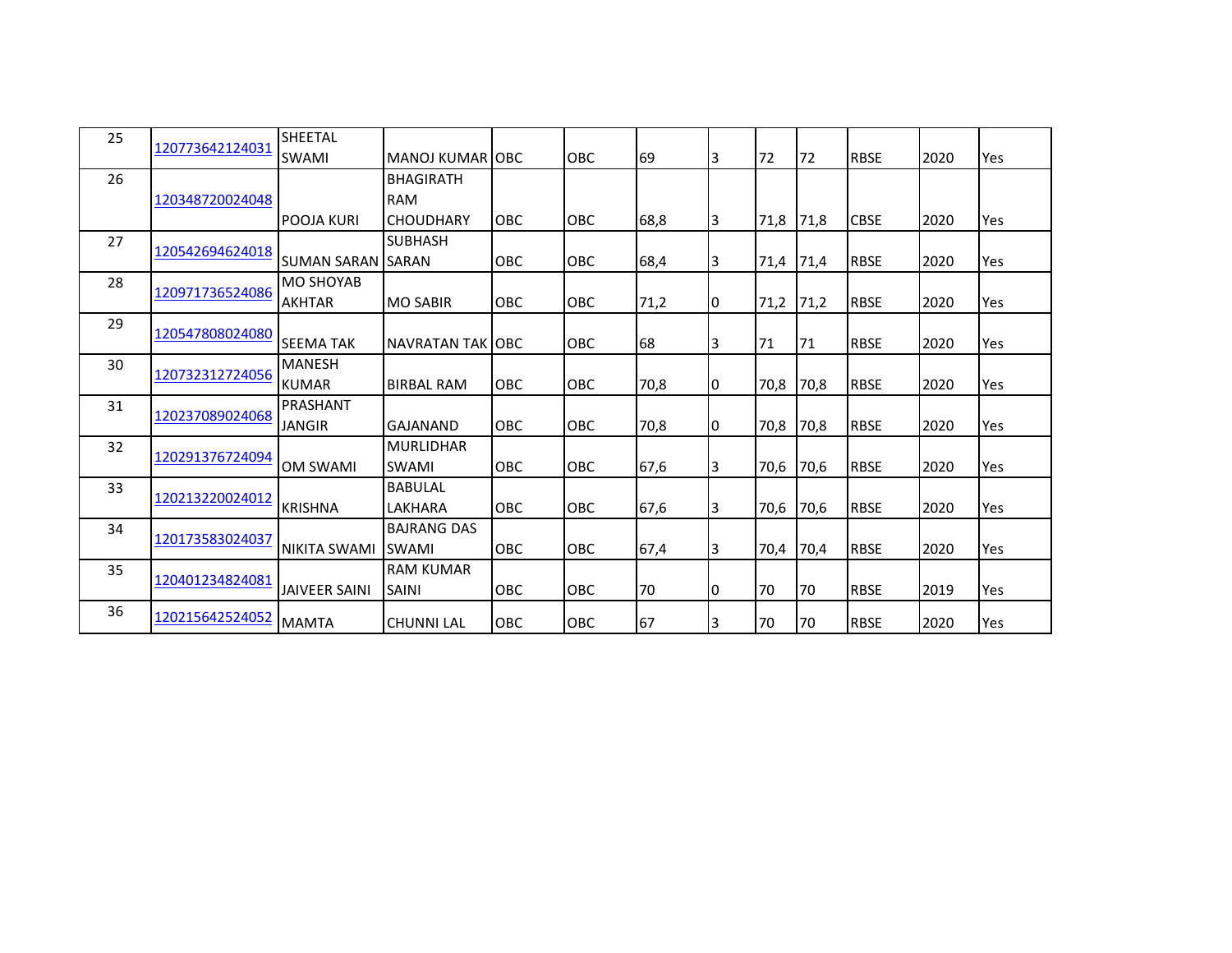| | | | | | | | | | | | | |
|---|---|---|---|---|---|---|---|---|---|---|---|---|
| 25 | 120773642124031 | SHEETAL SWAMI | MANOJ KUMAR | OBC | OBC | 69 | 3 | 72 | 72 | RBSE | 2020 | Yes |
| 26 | 120348720024048 | POOJA KURI | BHAGIRATH RAM CHOUDHARY | OBC | OBC | 68,8 | 3 | 71,8 | 71,8 | CBSE | 2020 | Yes |
| 27 | 120542694624018 | SUMAN SARAN | SUBHASH SARAN | OBC | OBC | 68,4 | 3 | 71,4 | 71,4 | RBSE | 2020 | Yes |
| 28 | 120971736524086 | MO SHOYAB AKHTAR | MO SABIR | OBC | OBC | 71,2 | 0 | 71,2 | 71,2 | RBSE | 2020 | Yes |
| 29 | 120547808024080 | SEEMA TAK | NAVRATAN TAK | OBC | OBC | 68 | 3 | 71 | 71 | RBSE | 2020 | Yes |
| 30 | 120732312724056 | MANESH KUMAR | BIRBAL RAM | OBC | OBC | 70,8 | 0 | 70,8 | 70,8 | RBSE | 2020 | Yes |
| 31 | 120237089024068 | PRASHANT JANGIR | GAJANAND | OBC | OBC | 70,8 | 0 | 70,8 | 70,8 | RBSE | 2020 | Yes |
| 32 | 120291376724094 | OM SWAMI | MURLIDHAR SWAMI | OBC | OBC | 67,6 | 3 | 70,6 | 70,6 | RBSE | 2020 | Yes |
| 33 | 120213220024012 | KRISHNA | BABULAL LAKHARA | OBC | OBC | 67,6 | 3 | 70,6 | 70,6 | RBSE | 2020 | Yes |
| 34 | 120173583024037 | NIKITA SWAMI | BAJRANG DAS SWAMI | OBC | OBC | 67,4 | 3 | 70,4 | 70,4 | RBSE | 2020 | Yes |
| 35 | 120401234824081 | JAIVEER SAINI | RAM KUMAR SAINI | OBC | OBC | 70 | 0 | 70 | 70 | RBSE | 2019 | Yes |
| 36 | 120215642524052 | MAMTA | CHUNNI LAL | OBC | OBC | 67 | 3 | 70 | 70 | RBSE | 2020 | Yes |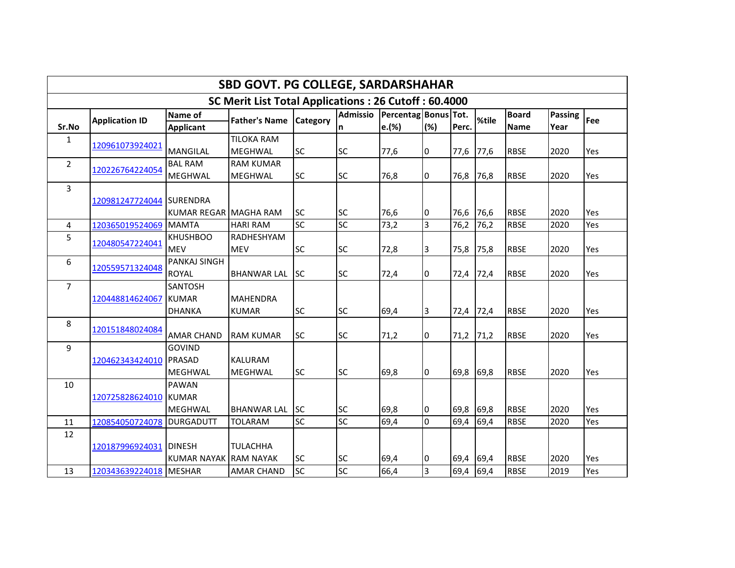## SBD GOVT. PG COLLEGE, SARDARSHAHAR

### SC Merit List Total Applications : 26 Cutoff : 60.4000

| Sr.No | Application ID | Name of Applicant | Father's Name | Category | Admission | Percentage.(%) | Bonus (%) | Tot. Perc. | %tile | Board Name | Passing Year | Fee |
|---|---|---|---|---|---|---|---|---|---|---|---|---|
| 1 | 120961073924021 | MANGILAL | TILOKA RAM MEGHWAL | SC | SC | 77,6 | 0 | 77,6 | 77,6 | RBSE | 2020 | Yes |
| 2 | 120226764224054 | BAL RAM MEGHWAL | RAM KUMAR MEGHWAL | SC | SC | 76,8 | 0 | 76,8 | 76,8 | RBSE | 2020 | Yes |
| 3 | 120981247724044 | SURENDRA KUMAR REGAR | MAGHA RAM | SC | SC | 76,6 | 0 | 76,6 | 76,6 | RBSE | 2020 | Yes |
| 4 | 120365019524069 | MAMTA | HARI RAM | SC | SC | 73,2 | 3 | 76,2 | 76,2 | RBSE | 2020 | Yes |
| 5 | 120480547224041 | KHUSHBOO MEV | RADHESHYAM MEV | SC | SC | 72,8 | 3 | 75,8 | 75,8 | RBSE | 2020 | Yes |
| 6 | 120559571324048 | PANKAJ SINGH ROYAL | BHANWAR LAL | SC | SC | 72,4 | 0 | 72,4 | 72,4 | RBSE | 2020 | Yes |
| 7 | 120448814624067 | SANTOSH KUMAR DHANKA | MAHENDRA KUMAR | SC | SC | 69,4 | 3 | 72,4 | 72,4 | RBSE | 2020 | Yes |
| 8 | 120151848024084 | AMAR CHAND | RAM KUMAR | SC | SC | 71,2 | 0 | 71,2 | 71,2 | RBSE | 2020 | Yes |
| 9 | 120462343424010 | GOVIND PRASAD MEGHWAL | KALURAM MEGHWAL | SC | SC | 69,8 | 0 | 69,8 | 69,8 | RBSE | 2020 | Yes |
| 10 | 120725828624010 | PAWAN KUMAR MEGHWAL | BHANWAR LAL | SC | SC | 69,8 | 0 | 69,8 | 69,8 | RBSE | 2020 | Yes |
| 11 | 120854050724078 | DURGADUTT | TOLARAM | SC | SC | 69,4 | 0 | 69,4 | 69,4 | RBSE | 2020 | Yes |
| 12 | 120187996924031 | DINESH KUMAR NAYAK | TULACHHA RAM NAYAK | SC | SC | 69,4 | 0 | 69,4 | 69,4 | RBSE | 2020 | Yes |
| 13 | 120343639224018 | MESHAR | AMAR CHAND | SC | SC | 66,4 | 3 | 69,4 | 69,4 | RBSE | 2019 | Yes |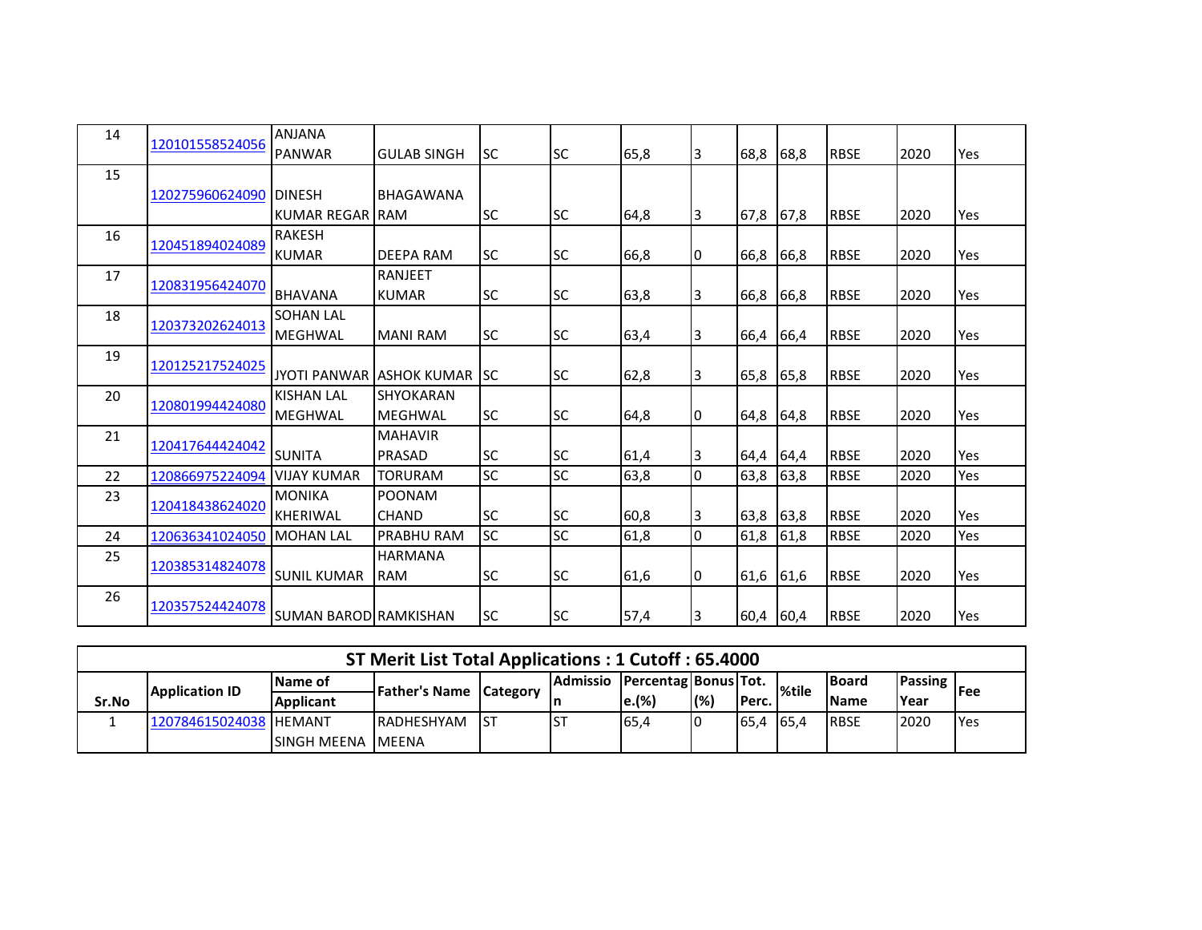| | | | | | | | | | | | | |
|---|---|---|---|---|---|---|---|---|---|---|---|---|
| 14 | 120101558524056 | ANJANA PANWAR | GULAB SINGH | SC | SC | 65,8 | 3 | 68,8 | 68,8 | RBSE | 2020 | Yes |
| 15 | 120275960624090 | DINESH KUMAR REGAR | BHAGAWANA RAM | SC | SC | 64,8 | 3 | 67,8 | 67,8 | RBSE | 2020 | Yes |
| 16 | 120451894024089 | RAKESH KUMAR | DEEPA RAM | SC | SC | 66,8 | 0 | 66,8 | 66,8 | RBSE | 2020 | Yes |
| 17 | 120831956424070 | BHAVANA | RANJEET KUMAR | SC | SC | 63,8 | 3 | 66,8 | 66,8 | RBSE | 2020 | Yes |
| 18 | 120373202624013 | SOHAN LAL MEGHWAL | MANI RAM | SC | SC | 63,4 | 3 | 66,4 | 66,4 | RBSE | 2020 | Yes |
| 19 | 120125217524025 | JYOTI PANWAR | ASHOK KUMAR | SC | SC | 62,8 | 3 | 65,8 | 65,8 | RBSE | 2020 | Yes |
| 20 | 120801994424080 | KISHAN LAL MEGHWAL | SHYOKARAN MEGHWAL | SC | SC | 64,8 | 0 | 64,8 | 64,8 | RBSE | 2020 | Yes |
| 21 | 120417644424042 | SUNITA | MAHAVIR PRASAD | SC | SC | 61,4 | 3 | 64,4 | 64,4 | RBSE | 2020 | Yes |
| 22 | 120866975224094 | VIJAY KUMAR | TORURAM | SC | SC | 63,8 | 0 | 63,8 | 63,8 | RBSE | 2020 | Yes |
| 23 | 120418438624020 | MONIKA KHERIWAL | POONAM CHAND | SC | SC | 60,8 | 3 | 63,8 | 63,8 | RBSE | 2020 | Yes |
| 24 | 120636341024050 | MOHAN LAL | PRABHU RAM | SC | SC | 61,8 | 0 | 61,8 | 61,8 | RBSE | 2020 | Yes |
| 25 | 120385314824078 | SUNIL KUMAR | HARMANA RAM | SC | SC | 61,6 | 0 | 61,6 | 61,6 | RBSE | 2020 | Yes |
| 26 | 120357524424078 | SUMAN BAROD | RAMKISHAN | SC | SC | 57,4 | 3 | 60,4 | 60,4 | RBSE | 2020 | Yes |

## ST Merit List Total Applications : 1 Cutoff : 65.4000

| Sr.No | Application ID | Name of Applicant | Father's Name | Category | Admission | Percentage.(%) | Bonus (%) | Tot. Perc. | %tile | Board Name | Passing Year | Fee |
|---|---|---|---|---|---|---|---|---|---|---|---|---|
| 1 | 120784615024038 | HEMANT SINGH MEENA | RADHESHYAM MEENA | ST | ST | 65,4 | 0 | 65,4 | 65,4 | RBSE | 2020 | Yes |